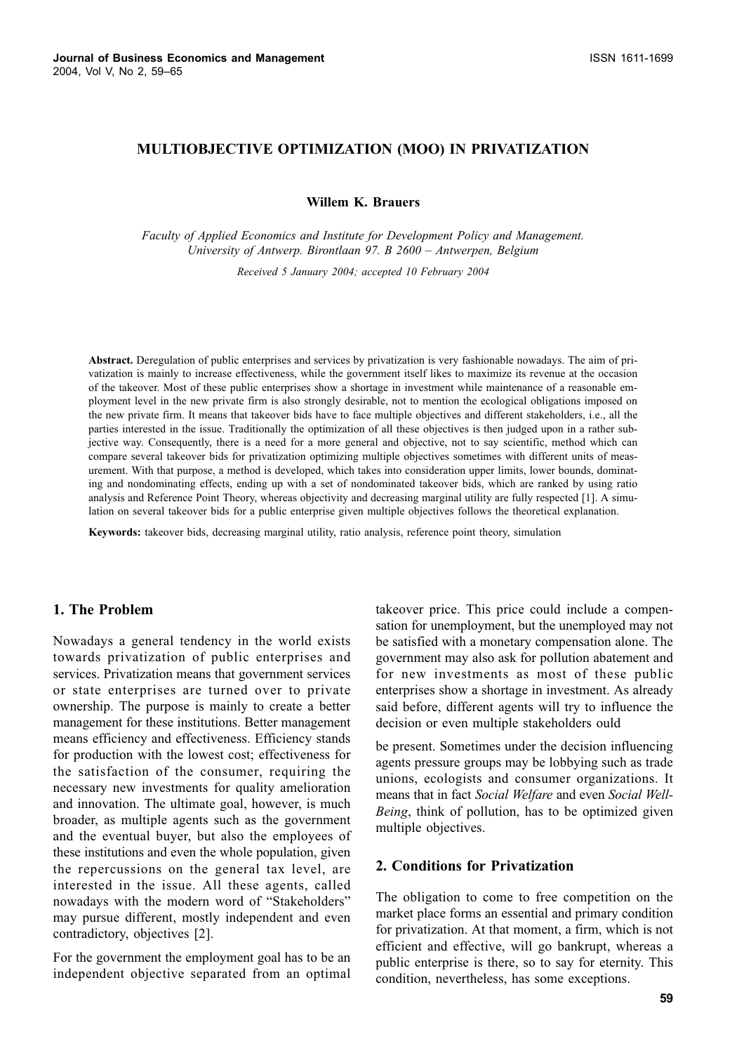# MULTIOBJECTIVE OPTIMIZATION (MOO) IN PRIVATIZATION

**Willem K. Brauers**

*Faculty of Applied Economics and Institute for Development Policy and Management. University of Antwerp. Birontlaan 97. B 2600 – Antwerpen, Belgium*

*Received 5 January 2004; accepted 10 February 2004*

**Abstract.** Deregulation of public enterprises and services by privatization is very fashionable nowadays. The aim of privatization is mainly to increase effectiveness, while the government itself likes to maximize its revenue at the occasion of the takeover. Most of these public enterprises show a shortage in investment while maintenance of a reasonable employment level in the new private firm is also strongly desirable, not to mention the ecological obligations imposed on the new private firm. It means that takeover bids have to face multiple objectives and different stakeholders, i.e., all the parties interested in the issue. Traditionally the optimization of all these objectives is then judged upon in a rather subjective way. Consequently, there is a need for a more general and objective, not to say scientific, method which can compare several takeover bids for privatization optimizing multiple objectives sometimes with different units of measurement. With that purpose, a method is developed, which takes into consideration upper limits, lower bounds, dominating and nondominating effects, ending up with a set of nondominated takeover bids, which are ranked by using ratio analysis and Reference Point Theory, whereas objectivity and decreasing marginal utility are fully respected [1]. A simulation on several takeover bids for a public enterprise given multiple objectives follows the theoretical explanation.

**Keywords:** takeover bids, decreasing marginal utility, ratio analysis, reference point theory, simulation

## 1. The Problem

Nowadays a general tendency in the world exists towards privatization of public enterprises and services. Privatization means that government services or state enterprises are turned over to private ownership. The purpose is mainly to create a better management for these institutions. Better management means efficiency and effectiveness. Efficiency stands for production with the lowest cost; effectiveness for the satisfaction of the consumer, requiring the necessary new investments for quality amelioration and innovation. The ultimate goal, however, is much broader, as multiple agents such as the government and the eventual buyer, but also the employees of these institutions and even the whole population, given the repercussions on the general tax level, are interested in the issue. All these agents, called nowadays with the modern word of "Stakeholders" may pursue different, mostly independent and even contradictory, objectives [2].

For the government the employment goal has to be an independent objective separated from an optimal takeover price. This price could include a compensation for unemployment, but the unemployed may not be satisfied with a monetary compensation alone. The government may also ask for pollution abatement and for new investments as most of these public enterprises show a shortage in investment. As already said before, different agents will try to influence the decision or even multiple stakeholders ould be present. Sometimes under the decision influencing agents pressure groups may be lobbying such as trade unions, ecologists and consumer organizations. It means that in fact *Social Welfare* and even *Social Well-Being*, think of pollution, has to be optimized given multiple objectives.

## 2. Conditions for Privatization

The obligation to come to free competition on the market place forms an essential and primary condition for privatization. At that moment, a firm, which is not efficient and effective, will go bankrupt, whereas a public enterprise is there, so to say for eternity. This condition, nevertheless, has some exceptions.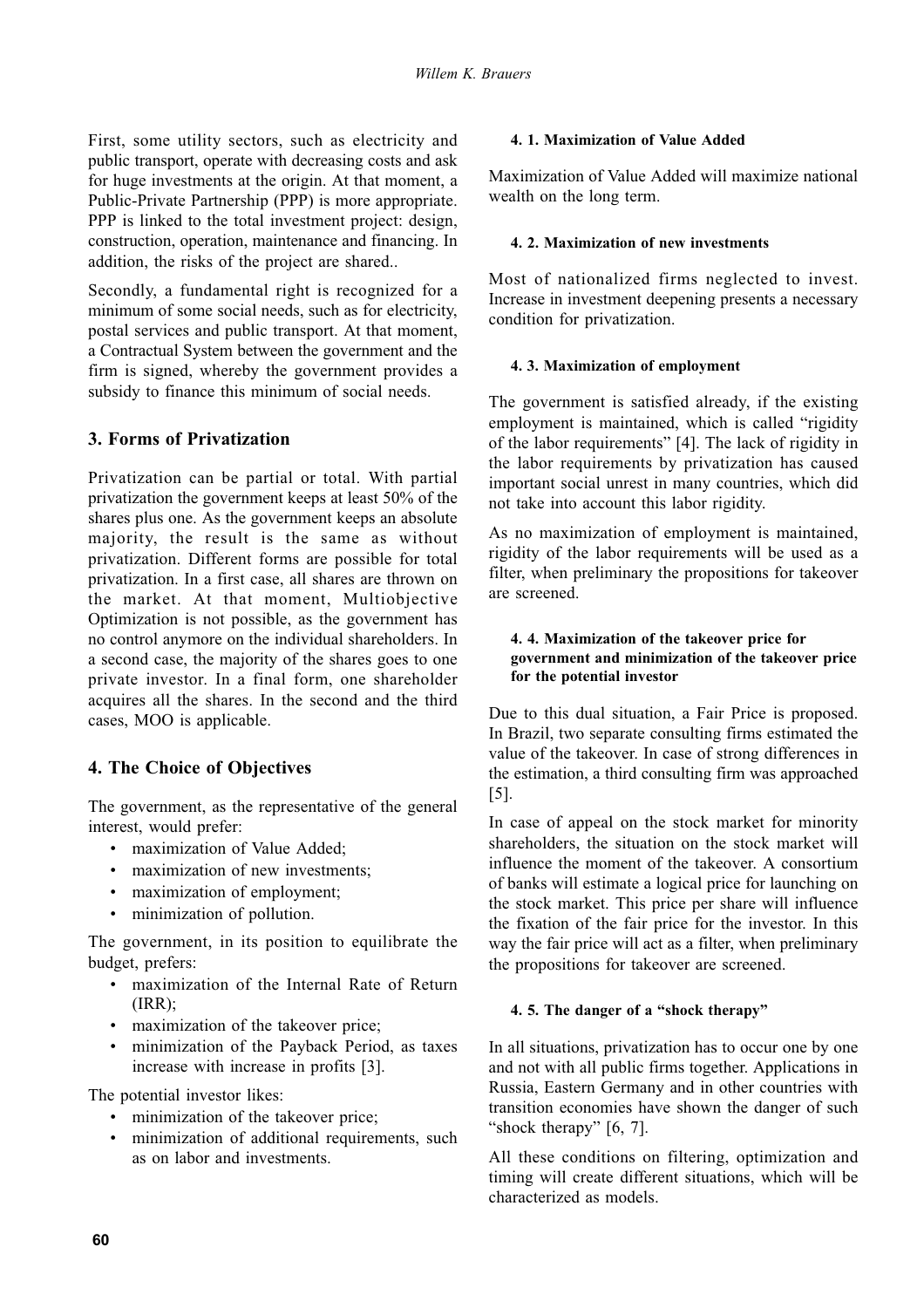First, some utility sectors, such as electricity and public transport, operate with decreasing costs and ask for huge investments at the origin. At that moment, a Public-Private Partnership (PPP) is more appropriate. PPP is linked to the total investment project: design, construction, operation, maintenance and financing. In addition, the risks of the project are shared..

Secondly, a fundamental right is recognized for a minimum of some social needs, such as for electricity, postal services and public transport. At that moment, a Contractual System between the government and the firm is signed, whereby the government provides a subsidy to finance this minimum of social needs.

## 3. Forms of Privatization

Privatization can be partial or total. With partial privatization the government keeps at least 50% of the shares plus one. As the government keeps an absolute majority, the result is the same as without privatization. Different forms are possible for total privatization. In a first case, all shares are thrown on the market. At that moment, Multiobjective Optimization is not possible, as the government has no control anymore on the individual shareholders. In a second case, the majority of the shares goes to one private investor. In a final form, one shareholder acquires all the shares. In the second and the third cases, MOO is applicable.

## 4. The Choice of Objectives

The government, as the representative of the general interest, would prefer:

- maximization of Value Added;
- maximization of new investments;
- maximization of employment;
- minimization of pollution.

The government, in its position to equilibrate the budget, prefers:

- maximization of the Internal Rate of Return (IRR);
- maximization of the takeover price;
- minimization of the Payback Period, as taxes increase with increase in profits [3].

The potential investor likes:

- minimization of the takeover price;
- minimization of additional requirements, such as on labor and investments.

#### 4. 1. Maximization of Value Added

Maximization of Value Added will maximize national wealth on the long term.

#### 4. 2. Maximization of new investments

Most of nationalized firms neglected to invest. Increase in investment deepening presents a necessary condition for privatization.

#### 4. 3. Maximization of employment

The government is satisfied already, if the existing employment is maintained, which is called "rigidity of the labor requirements" [4]. The lack of rigidity in the labor requirements by privatization has caused important social unrest in many countries, which did not take into account this labor rigidity.

As no maximization of employment is maintained, rigidity of the labor requirements will be used as a filter, when preliminary the propositions for takeover are screened.

#### 4. 4. Maximization of the takeover price for government and minimization of the takeover price for the potential investor

Due to this dual situation, a Fair Price is proposed. In Brazil, two separate consulting firms estimated the value of the takeover. In case of strong differences in the estimation, a third consulting firm was approached [5].

In case of appeal on the stock market for minority shareholders, the situation on the stock market will influence the moment of the takeover. A consortium of banks will estimate a logical price for launching on the stock market. This price per share will influence the fixation of the fair price for the investor. In this way the fair price will act as a filter, when preliminary the propositions for takeover are screened.

#### 4. 5. The danger of a "shock therapy"

In all situations, privatization has to occur one by one and not with all public firms together. Applications in Russia, Eastern Germany and in other countries with transition economies have shown the danger of such "shock therapy" [6, 7].

All these conditions on filtering, optimization and timing will create different situations, which will be characterized as models.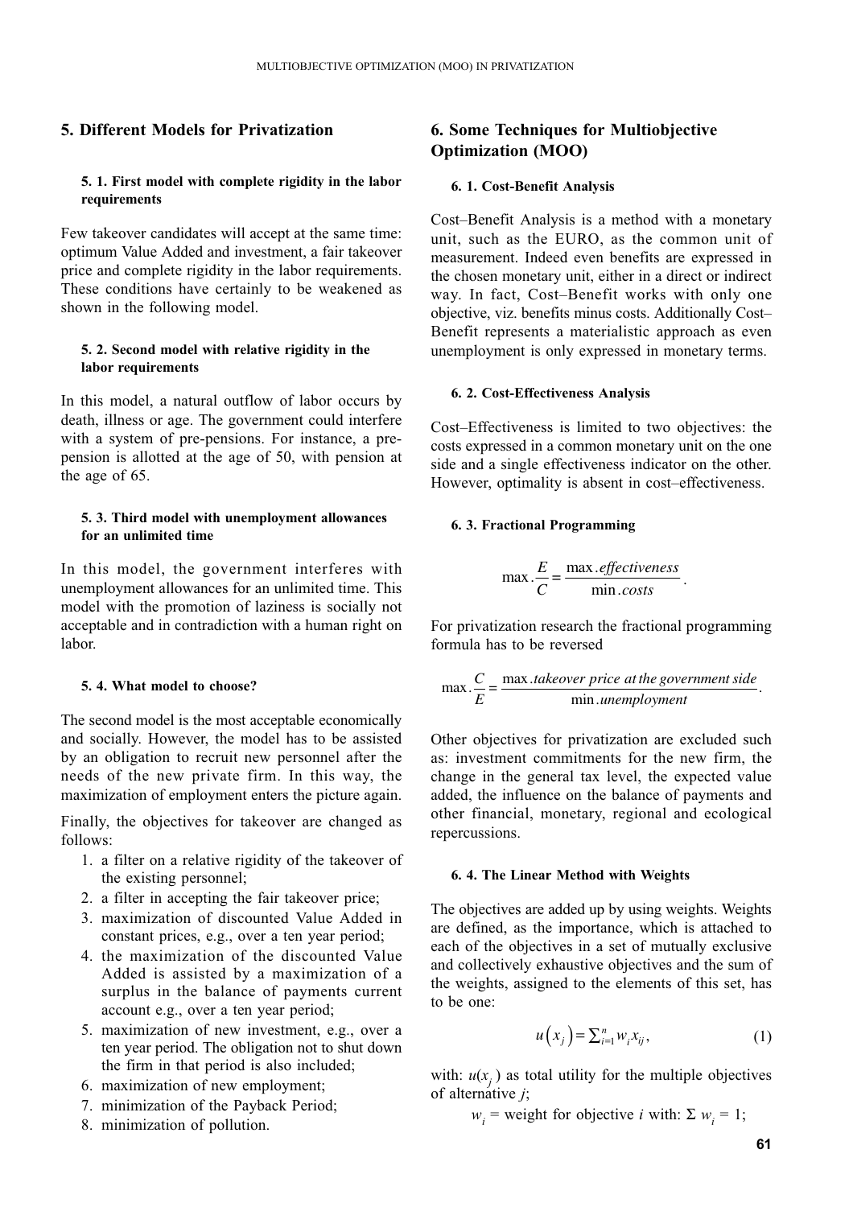## 5. Different Models for Privatization

### 5. 1. First model with complete rigidity in the labor requirements

Few takeover candidates will accept at the same time: optimum Value Added and investment, a fair takeover price and complete rigidity in the labor requirements. These conditions have certainly to be weakened as shown in the following model.

### 5. 2. Second model with relative rigidity in the labor requirements

In this model, a natural outflow of labor occurs by death, illness or age. The government could interfere with a system of pre-pensions. For instance, a pre-pension is allotted at the age of 50, with pension at the age of 65.

### 5. 3. Third model with unemployment allowances for an unlimited time

In this model, the government interferes with unemployment allowances for an unlimited time. This model with the promotion of laziness is socially not acceptable and in contradiction with a human right on labor.

### 5. 4. What model to choose?

The second model is the most acceptable economically and socially. However, the model has to be assisted by an obligation to recruit new personnel after the needs of the new private firm. In this way, the maximization of employment enters the picture again.

Finally, the objectives for takeover are changed as follows:

1. a filter on a relative rigidity of the takeover of the existing personnel;
2. a filter in accepting the fair takeover price;
3. maximization of discounted Value Added in constant prices, e.g., over a ten year period;
4. the maximization of the discounted Value Added is assisted by a maximization of a surplus in the balance of payments current account e.g., over a ten year period;
5. maximization of new investment, e.g., over a ten year period. The obligation not to shut down the firm in that period is also included;
6. maximization of new employment;
7. minimization of the Payback Period;
8. minimization of pollution.

## 6. Some Techniques for Multiobjective Optimization (MOO)

### 6. 1. Cost-Benefit Analysis

Cost–Benefit Analysis is a method with a monetary unit, such as the EURO, as the common unit of measurement. Indeed even benefits are expressed in the chosen monetary unit, either in a direct or indirect way. In fact, Cost–Benefit works with only one objective, viz. benefits minus costs. Additionally Cost–Benefit represents a materialistic approach as even unemployment is only expressed in monetary terms.

### 6. 2. Cost-Effectiveness Analysis

Cost–Effectiveness is limited to two objectives: the costs expressed in a common monetary unit on the one side and a single effectiveness indicator on the other. However, optimality is absent in cost–effectiveness.

### 6. 3. Fractional Programming

$$\max.\frac{E}{C} = \frac{\max.\mathit{effectiveness}}{\min.\mathit{costs}}.$$

For privatization research the fractional programming formula has to be reversed

$$\max.\frac{C}{E} = \frac{\max.\mathit{takeover\ price\ at\ the\ government\ side}}{\min.\mathit{unemployment}}.$$

Other objectives for privatization are excluded such as: investment commitments for the new firm, the change in the general tax level, the expected value added, the influence on the balance of payments and other financial, monetary, regional and ecological repercussions.

### 6. 4. The Linear Method with Weights

The objectives are added up by using weights. Weights are defined, as the importance, which is attached to each of the objectives in a set of mutually exclusive and collectively exhaustive objectives and the sum of the weights, assigned to the elements of this set, has to be one:

$$u\left(x_j\right) = \sum_{i=1}^{n} w_i x_{ij}, \tag{1}$$

with: $u(x_j)$ as total utility for the multiple objectives of alternative $j$;

$w_i$ = weight for objective $i$ with: $\Sigma\ w_i = 1$;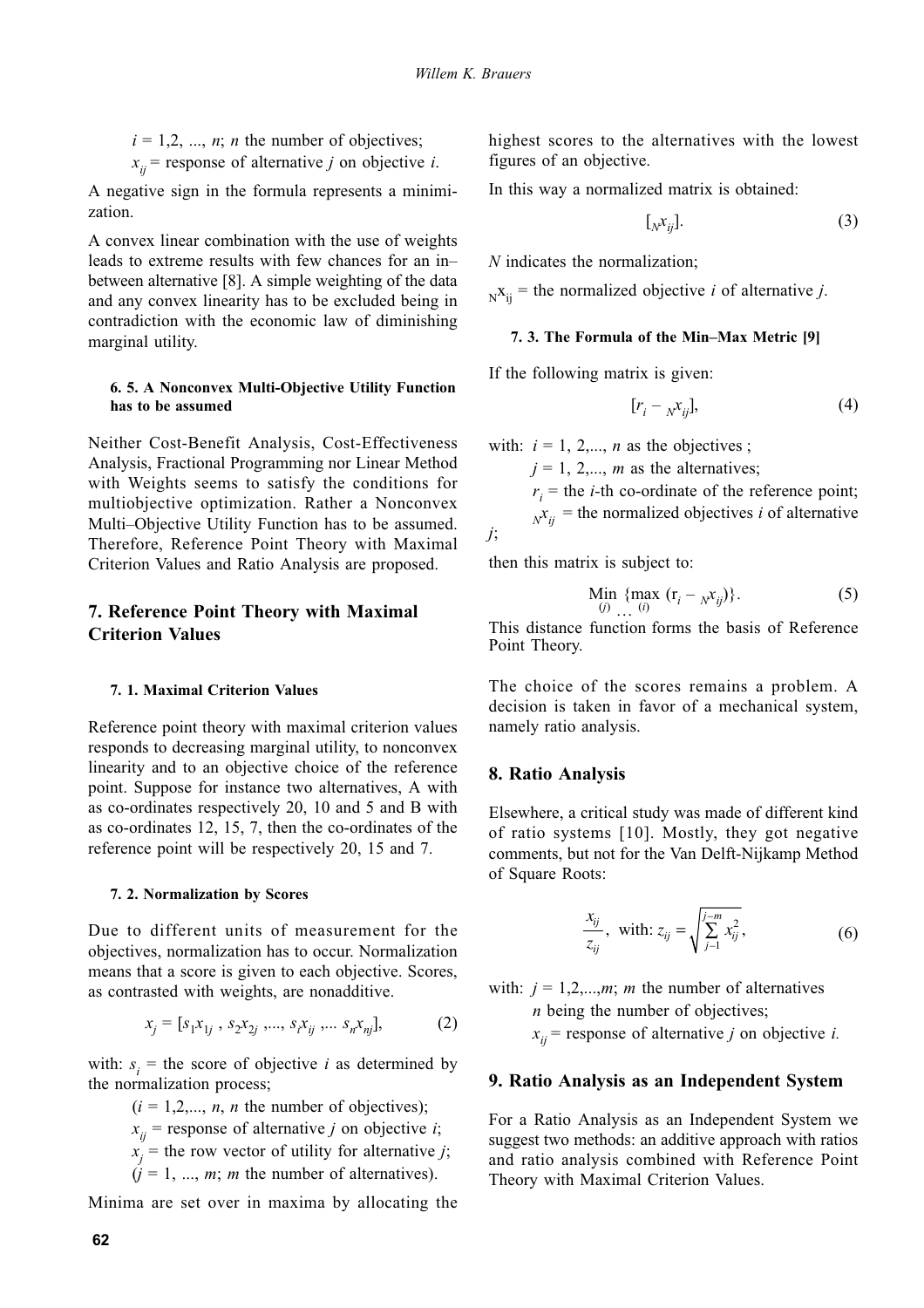$i = 1,2, ..., n$; $n$ the number of objectives;

$x_{ij}$ = response of alternative $j$ on objective $i$.

A negative sign in the formula represents a minimization.

A convex linear combination with the use of weights leads to extreme results with few chances for an in–between alternative [8]. A simple weighting of the data and any convex linearity has to be excluded being in contradiction with the economic law of diminishing marginal utility.

#### 6. 5. A Nonconvex Multi-Objective Utility Function has to be assumed

Neither Cost-Benefit Analysis, Cost-Effectiveness Analysis, Fractional Programming nor Linear Method with Weights seems to satisfy the conditions for multiobjective optimization. Rather a Nonconvex Multi–Objective Utility Function has to be assumed. Therefore, Reference Point Theory with Maximal Criterion Values and Ratio Analysis are proposed.

## 7. Reference Point Theory with Maximal Criterion Values

#### 7. 1. Maximal Criterion Values

Reference point theory with maximal criterion values responds to decreasing marginal utility, to nonconvex linearity and to an objective choice of the reference point. Suppose for instance two alternatives, A with as co-ordinates respectively 20, 10 and 5 and B with as co-ordinates 12, 15, 7, then the co-ordinates of the reference point will be respectively 20, 15 and 7.

#### 7. 2. Normalization by Scores

Due to different units of measurement for the objectives, normalization has to occur. Normalization means that a score is given to each objective. Scores, as contrasted with weights, are nonadditive.

$$x_j = [s_1 x_{1j} ,\, s_2 x_{2j} ,..., s_i x_{ij} ,...\, s_n x_{nj}], \tag{2}$$

with: $s_i$ = the score of objective $i$ as determined by the normalization process;

($i = 1,2,..., n$, $n$ the number of objectives);

$x_{ij}$ = response of alternative $j$ on objective $i$;

$x_j$ = the row vector of utility for alternative $j$;

($j = 1, ..., m$; $m$ the number of alternatives).

Minima are set over in maxima by allocating the highest scores to the alternatives with the lowest figures of an objective.

In this way a normalized matrix is obtained:

$$[{}_N x_{ij}]. \tag{3}$$

$N$ indicates the normalization;

${}_N x_{ij}$ = the normalized objective $i$ of alternative $j$.

#### 7. 3. The Formula of the Min–Max Metric [9]

If the following matrix is given:

$$[r_i - {}_N x_{ij}], \tag{4}$$

with: $i = 1, 2,..., n$ as the objectives ;

$j = 1, 2,..., m$ as the alternatives;

$r_i$ = the $i$-th co-ordinate of the reference point;

${}_N x_{ij}$ = the normalized objectives $i$ of alternative $j$;

then this matrix is subject to:

$$\underset{(j)}{\text{Min}} \; \{ \underset{(i)}{\text{max}} \; (r_i - {}_N x_{ij}) \}. \tag{5}$$

This distance function forms the basis of Reference Point Theory.

The choice of the scores remains a problem. A decision is taken in favor of a mechanical system, namely ratio analysis.

## 8. Ratio Analysis

Elsewhere, a critical study was made of different kind of ratio systems [10]. Mostly, they got negative comments, but not for the Van Delft-Nijkamp Method of Square Roots:

$$\frac{x_{ij}}{z_{ij}}, \;\text{with: } z_{ij} = \sqrt{\sum_{j=1}^{j=m} x_{ij}^2}, \tag{6}$$

with: $j = 1,2,...,m$; $m$ the number of alternatives

$n$ being the number of objectives;

$x_{ij}$ = response of alternative $j$ on objective $i$.

## 9. Ratio Analysis as an Independent System

For a Ratio Analysis as an Independent System we suggest two methods: an additive approach with ratios and ratio analysis combined with Reference Point Theory with Maximal Criterion Values.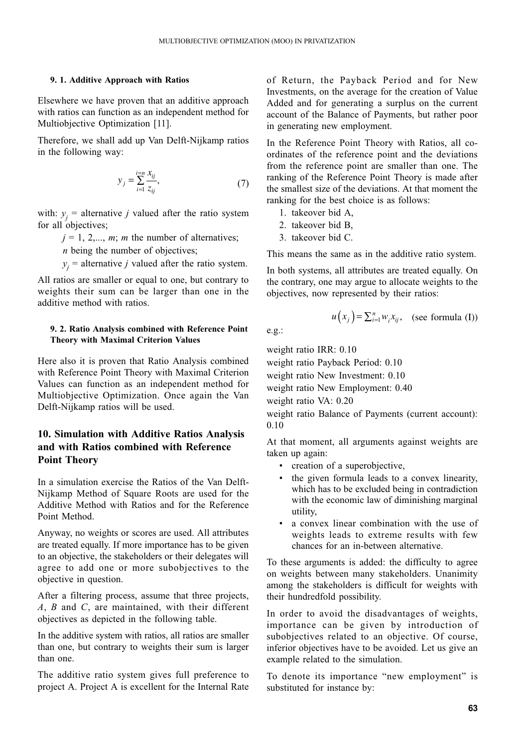### 9. 1. Additive Approach with Ratios

Elsewhere we have proven that an additive approach with ratios can function as an independent method for Multiobjective Optimization [11].

Therefore, we shall add up Van Delft-Nijkamp ratios in the following way:

$$y_j = \sum_{i=1}^{i=n} \frac{x_{ij}}{z_{ij}}, \tag{7}$$

with: $y_j$ = alternative $j$ valued after the ratio system for all objectives;

$j = 1, 2,..., m$; $m$ the number of alternatives;

$n$ being the number of objectives;

$y_j$ = alternative $j$ valued after the ratio system.

All ratios are smaller or equal to one, but contrary to weights their sum can be larger than one in the additive method with ratios.

### 9. 2. Ratio Analysis combined with Reference Point Theory with Maximal Criterion Values

Here also it is proven that Ratio Analysis combined with Reference Point Theory with Maximal Criterion Values can function as an independent method for Multiobjective Optimization. Once again the Van Delft-Nijkamp ratios will be used.

## 10. Simulation with Additive Ratios Analysis and with Ratios combined with Reference Point Theory

In a simulation exercise the Ratios of the Van Delft-Nijkamp Method of Square Roots are used for the Additive Method with Ratios and for the Reference Point Method.

Anyway, no weights or scores are used. All attributes are treated equally. If more importance has to be given to an objective, the stakeholders or their delegates will agree to add one or more subobjectives to the objective in question.

After a filtering process, assume that three projects, *A*, *B* and *C*, are maintained, with their different objectives as depicted in the following table.

In the additive system with ratios, all ratios are smaller than one, but contrary to weights their sum is larger than one.

The additive ratio system gives full preference to project A. Project A is excellent for the Internal Rate of Return, the Payback Period and for New Investments, on the average for the creation of Value Added and for generating a surplus on the current account of the Balance of Payments, but rather poor in generating new employment.

In the Reference Point Theory with Ratios, all co-ordinates of the reference point and the deviations from the reference point are smaller than one. The ranking of the Reference Point Theory is made after the smallest size of the deviations. At that moment the ranking for the best choice is as follows:

1. takeover bid A,
2. takeover bid B,
3. takeover bid C.

This means the same as in the additive ratio system.

In both systems, all attributes are treated equally. On the contrary, one may argue to allocate weights to the objectives, now represented by their ratios:

$$u\left(x_j\right) = \sum_{i=1}^{n} w_i x_{ij}, \quad \text{(see formula (I))}$$

e.g.:

weight ratio IRR: 0.10

weight ratio Payback Period: 0.10

weight ratio New Investment: 0.10

weight ratio New Employment: 0.40

weight ratio VA: 0.20

weight ratio Balance of Payments (current account): 0.10

At that moment, all arguments against weights are taken up again:

- creation of a superobjective,
- the given formula leads to a convex linearity, which has to be excluded being in contradiction with the economic law of diminishing marginal utility,
- a convex linear combination with the use of weights leads to extreme results with few chances for an in-between alternative.

To these arguments is added: the difficulty to agree on weights between many stakeholders. Unanimity among the stakeholders is difficult for weights with their hundredfold possibility.

In order to avoid the disadvantages of weights, importance can be given by introduction of subobjectives related to an objective. Of course, inferior objectives have to be avoided. Let us give an example related to the simulation.

To denote its importance "new employment" is substituted for instance by: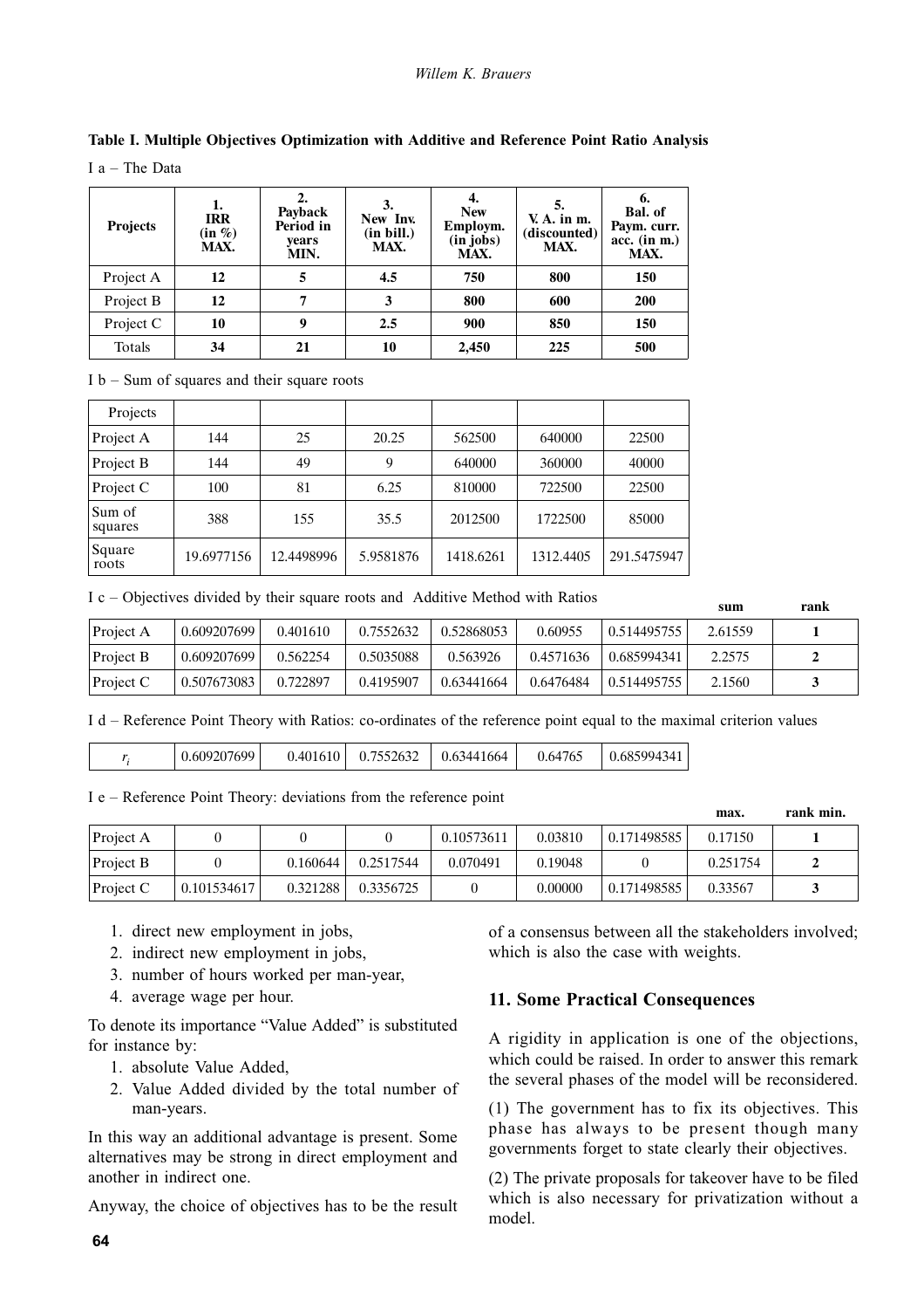**Table I. Multiple Objectives Optimization with Additive and Reference Point Ratio Analysis**

I a – The Data

| Projects | 1. IRR (in %) MAX. | 2. Payback Period in years MIN. | 3. New Inv. (in bill.) MAX. | 4. New Employm. (in jobs) MAX. | 5. V. A. in m. (discounted) MAX. | 6. Bal. of Paym. curr. acc. (in m.) MAX. |
|---|---|---|---|---|---|---|
| Project A | **12** | **5** | **4.5** | **750** | **800** | **150** |
| Project B | **12** | **7** | **3** | **800** | **600** | **200** |
| Project C | **10** | **9** | **2.5** | **900** | **850** | **150** |
| Totals | **34** | **21** | **10** | **2,450** | **225** | **500** |

I b – Sum of squares and their square roots

| Projects | | | | | | |
|---|---|---|---|---|---|---|
| Project A | 144 | 25 | 20.25 | 562500 | 640000 | 22500 |
| Project B | 144 | 49 | 9 | 640000 | 360000 | 40000 |
| Project C | 100 | 81 | 6.25 | 810000 | 722500 | 22500 |
| Sum of squares | 388 | 155 | 35.5 | 2012500 | 1722500 | 85000 |
| Square roots | 19.6977156 | 12.4498996 | 5.9581876 | 1418.6261 | 1312.4405 | 291.5475947 |

I c – Objectives divided by their square roots and Additive Method with Ratios

| | | | | | | | sum | rank |
|---|---|---|---|---|---|---|---|---|
| Project A | 0.609207699 | 0.401610 | 0.7552632 | 0.52868053 | 0.60955 | 0.514495755 | 2.61559 | **1** |
| Project B | 0.609207699 | 0.562254 | 0.5035088 | 0.563926 | 0.4571636 | 0.685994341 | 2.2575 | **2** |
| Project C | 0.507673083 | 0.722897 | 0.4195907 | 0.63441664 | 0.6476484 | 0.514495755 | 2.1560 | **3** |

I d – Reference Point Theory with Ratios: co-ordinates of the reference point equal to the maximal criterion values

| $r_i$ | 0.609207699 | 0.401610 | 0.7552632 | 0.63441664 | 0.64765 | 0.685994341 |
|---|---|---|---|---|---|---|

I e – Reference Point Theory: deviations from the reference point

| | | | | | | | max. | rank min. |
|---|---|---|---|---|---|---|---|---|
| Project A | 0 | 0 | 0 | 0.10573611 | 0.03810 | 0.171498585 | 0.17150 | **1** |
| Project B | 0 | 0.160644 | 0.2517544 | 0.070491 | 0.19048 | 0 | 0.251754 | **2** |
| Project C | 0.101534617 | 0.321288 | 0.3356725 | 0 | 0.00000 | 0.171498585 | 0.33567 | **3** |

1. direct new employment in jobs,
2. indirect new employment in jobs,
3. number of hours worked per man-year,
4. average wage per hour.

To denote its importance "Value Added" is substituted for instance by:

1. absolute Value Added,
2. Value Added divided by the total number of man-years.

In this way an additional advantage is present. Some alternatives may be strong in direct employment and another in indirect one.

Anyway, the choice of objectives has to be the result of a consensus between all the stakeholders involved; which is also the case with weights.

## 11. Some Practical Consequences

A rigidity in application is one of the objections, which could be raised. In order to answer this remark the several phases of the model will be reconsidered.

(1) The government has to fix its objectives. This phase has always to be present though many governments forget to state clearly their objectives.

(2) The private proposals for takeover have to be filed which is also necessary for privatization without a model.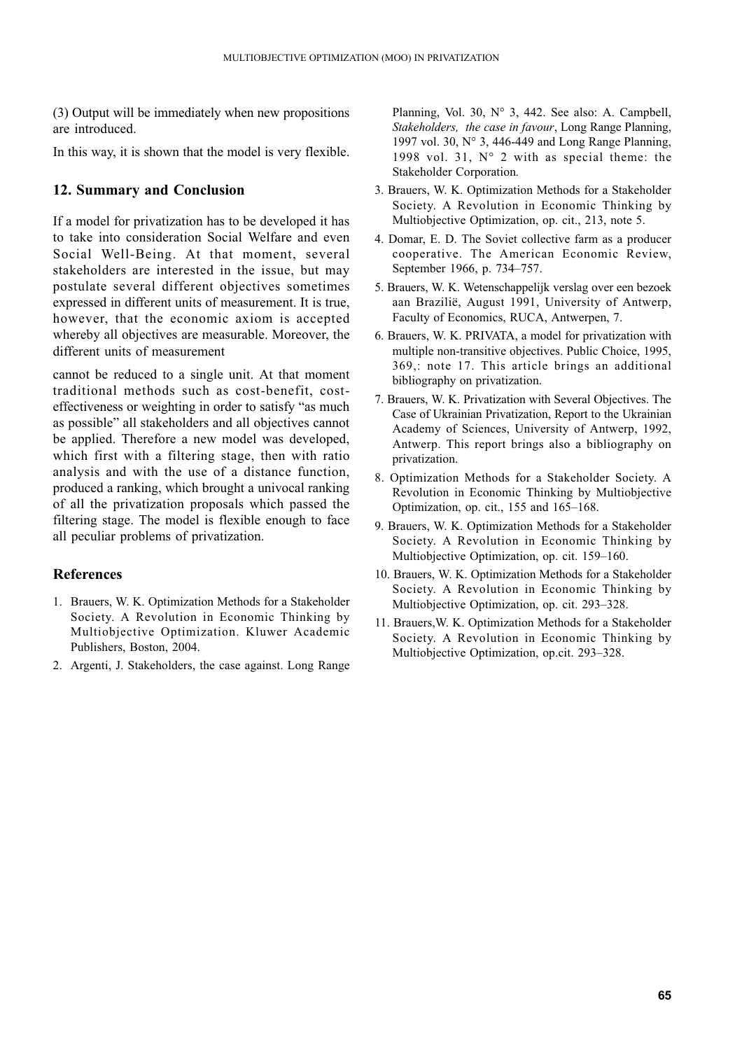(3) Output will be immediately when new propositions are introduced.

In this way, it is shown that the model is very flexible.

## 12. Summary and Conclusion

If a model for privatization has to be developed it has to take into consideration Social Welfare and even Social Well-Being. At that moment, several stakeholders are interested in the issue, but may postulate several different objectives sometimes expressed in different units of measurement. It is true, however, that the economic axiom is accepted whereby all objectives are measurable. Moreover, the different units of measurement

cannot be reduced to a single unit. At that moment traditional methods such as cost-benefit, cost-effectiveness or weighting in order to satisfy "as much as possible" all stakeholders and all objectives cannot be applied. Therefore a new model was developed, which first with a filtering stage, then with ratio analysis and with the use of a distance function, produced a ranking, which brought a univocal ranking of all the privatization proposals which passed the filtering stage. The model is flexible enough to face all peculiar problems of privatization.

## References

1. Brauers, W. K. Optimization Methods for a Stakeholder Society. A Revolution in Economic Thinking by Multiobjective Optimization. Kluwer Academic Publishers, Boston, 2004.
2. Argenti, J. Stakeholders, the case against. Long Range Planning, Vol. 30, N° 3, 442. See also: A. Campbell, *Stakeholders, the case in favour*, Long Range Planning, 1997 vol. 30, N° 3, 446-449 and Long Range Planning, 1998 vol. 31, N° 2 with as special theme: the Stakeholder Corporation.
3. Brauers, W. K. Optimization Methods for a Stakeholder Society. A Revolution in Economic Thinking by Multiobjective Optimization, op. cit., 213, note 5.
4. Domar, E. D. The Soviet collective farm as a producer cooperative. The American Economic Review, September 1966, p. 734–757.
5. Brauers, W. K. Wetenschappelijk verslag over een bezoek aan Brazilië, August 1991, University of Antwerp, Faculty of Economics, RUCA, Antwerpen, 7.
6. Brauers, W. K. PRIVATA, a model for privatization with multiple non-transitive objectives. Public Choice, 1995, 369,: note 17. This article brings an additional bibliography on privatization.
7. Brauers, W. K. Privatization with Several Objectives. The Case of Ukrainian Privatization, Report to the Ukrainian Academy of Sciences, University of Antwerp, 1992, Antwerp. This report brings also a bibliography on privatization.
8. Optimization Methods for a Stakeholder Society. A Revolution in Economic Thinking by Multiobjective Optimization, op. cit., 155 and 165–168.
9. Brauers, W. K. Optimization Methods for a Stakeholder Society. A Revolution in Economic Thinking by Multiobjective Optimization, op. cit. 159–160.
10. Brauers, W. K. Optimization Methods for a Stakeholder Society. A Revolution in Economic Thinking by Multiobjective Optimization, op. cit. 293–328.
11. Brauers,W. K. Optimization Methods for a Stakeholder Society. A Revolution in Economic Thinking by Multiobjective Optimization, op.cit. 293–328.